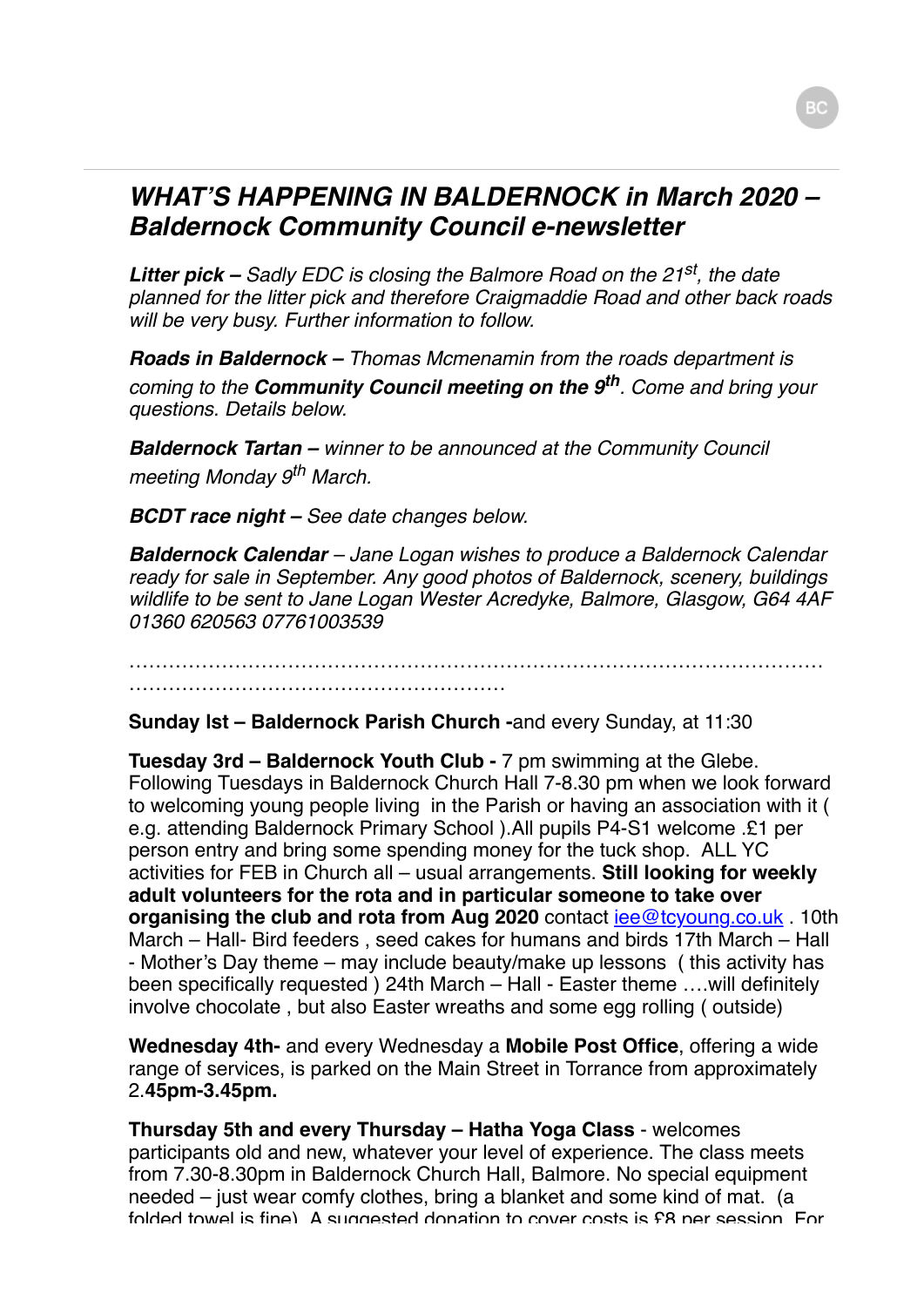# *WHAT'S HAPPENING IN BALDERNOCK in March 2020 – Baldernock Community Council e-newsletter*

***Litter pick –*** *Sadly EDC is closing the Balmore Road on the 21st, the date planned for the litter pick and therefore Craigmaddie Road and other back roads will be very busy. Further information to follow.*

***Roads in Baldernock –*** *Thomas Mcmenamin from the roads department is coming to the* ***Community Council meeting on the 9th****. Come and bring your questions. Details below.*

***Baldernock Tartan –*** *winner to be announced at the Community Council meeting Monday 9th March.*

***BCDT race night –*** *See date changes below.*

***Baldernock Calendar*** *– Jane Logan wishes to produce a Baldernock Calendar ready for sale in September. Any good photos of Baldernock, scenery, buildings wildlife to be sent to Jane Logan Wester Acredyke, Balmore, Glasgow, G64 4AF 01360 620563 07761003539*

………………………………………………………………………………………………………………………………………………

**Sunday lst – Baldernock Parish Church -**and every Sunday, at 11:30

**Tuesday 3rd – Baldernock Youth Club -** 7 pm swimming at the Glebe. Following Tuesdays in Baldernock Church Hall 7-8.30 pm when we look forward to welcoming young people living in the Parish or having an association with it ( e.g. attending Baldernock Primary School ).All pupils P4-S1 welcome .£1 per person entry and bring some spending money for the tuck shop. ALL YC activities for FEB in Church all – usual arrangements. **Still looking for weekly adult volunteers for the rota and in particular someone to take over organising the club and rota from Aug 2020** contact iee@tcyoung.co.uk . 10th March – Hall- Bird feeders , seed cakes for humans and birds 17th March – Hall - Mother's Day theme – may include beauty/make up lessons ( this activity has been specifically requested ) 24th March – Hall - Easter theme ….will definitely involve chocolate , but also Easter wreaths and some egg rolling ( outside)

**Wednesday 4th-** and every Wednesday a **Mobile Post Office**, offering a wide range of services, is parked on the Main Street in Torrance from approximately 2.**45pm-3.45pm.**

**Thursday 5th and every Thursday – Hatha Yoga Class** - welcomes participants old and new, whatever your level of experience. The class meets from 7.30-8.30pm in Baldernock Church Hall, Balmore. No special equipment needed – just wear comfy clothes, bring a blanket and some kind of mat. (a folded towel is fine). A suggested donation to cover costs is £8 per session. For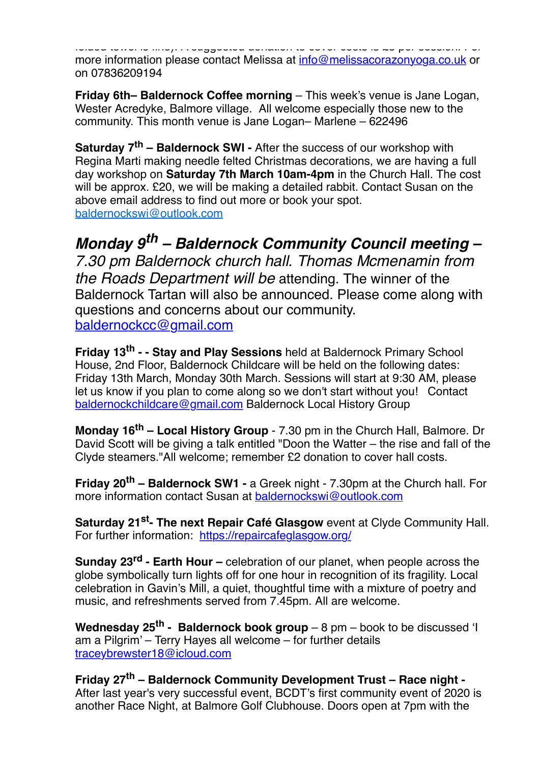folded towel is fine). A suggested donation to cover costs is £5 per session. For more information please contact Melissa at info@melissacorazonyoga.co.uk or on 07836209194

**Friday 6th– Baldernock Coffee morning** – This week's venue is Jane Logan, Wester Acredyke, Balmore village. All welcome especially those new to the community. This month venue is Jane Logan– Marlene – 622496

**Saturday 7th – Baldernock SWI -** After the success of our workshop with Regina Marti making needle felted Christmas decorations, we are having a full day workshop on **Saturday 7th March 10am-4pm** in the Church Hall. The cost will be approx. £20, we will be making a detailed rabbit. Contact Susan on the above email address to find out more or book your spot. baldernockswi@outlook.com

***Monday 9th – Baldernock Community Council meeting –*** *7.30 pm Baldernock church hall. Thomas Mcmenamin from the Roads Department will be* attending. The winner of the Baldernock Tartan will also be announced. Please come along with questions and concerns about our community. baldernockcc@gmail.com

**Friday 13th - - Stay and Play Sessions** held at Baldernock Primary School House, 2nd Floor, Baldernock Childcare will be held on the following dates: Friday 13th March, Monday 30th March. Sessions will start at 9:30 AM, please let us know if you plan to come along so we don't start without you! Contact baldernockchildcare@gmail.com Baldernock Local History Group

**Monday 16th – Local History Group** - 7.30 pm in the Church Hall, Balmore. Dr David Scott will be giving a talk entitled "Doon the Watter – the rise and fall of the Clyde steamers."All welcome; remember £2 donation to cover hall costs.

**Friday 20th – Baldernock SW1 -** a Greek night - 7.30pm at the Church hall. For more information contact Susan at baldernockswi@outlook.com

**Saturday 21st- The next Repair Café Glasgow** event at Clyde Community Hall. For further information: https://repaircafeglasgow.org/

**Sunday 23rd - Earth Hour –** celebration of our planet, when people across the globe symbolically turn lights off for one hour in recognition of its fragility. Local celebration in Gavin's Mill, a quiet, thoughtful time with a mixture of poetry and music, and refreshments served from 7.45pm. All are welcome.

**Wednesday 25th - Baldernock book group** – 8 pm – book to be discussed 'I am a Pilgrim' – Terry Hayes all welcome – for further details traceybrewster18@icloud.com

**Friday 27th – Baldernock Community Development Trust – Race night -** After last year's very successful event, BCDT's first community event of 2020 is another Race Night, at Balmore Golf Clubhouse. Doors open at 7pm with the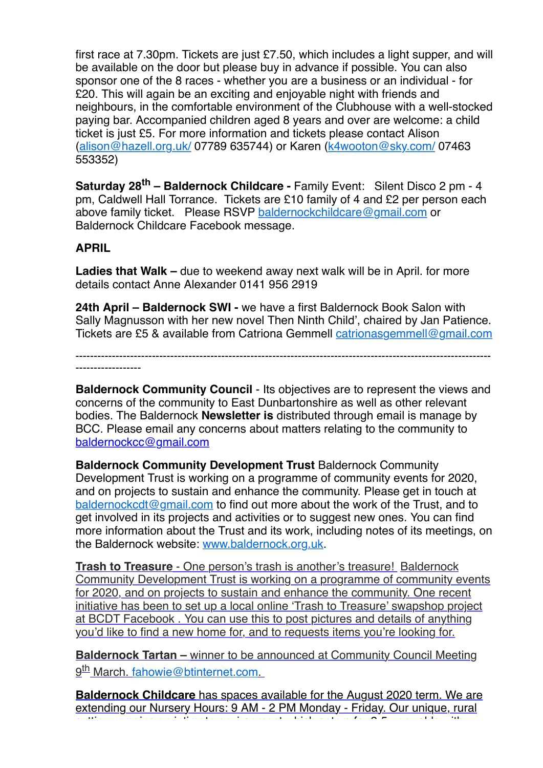first race at 7.30pm. Tickets are just £7.50, which includes a light supper, and will be available on the door but please buy in advance if possible. You can also sponsor one of the 8 races - whether you are a business or an individual - for £20. This will again be an exciting and enjoyable night with friends and neighbours, in the comfortable environment of the Clubhouse with a well-stocked paying bar. Accompanied children aged 8 years and over are welcome: a child ticket is just £5. For more information and tickets please contact Alison (alison@hazell.org.uk/ 07789 635744) or Karen (k4wooton@sky.com/ 07463 553352)

**Saturday 28th – Baldernock Childcare -** Family Event: Silent Disco 2 pm - 4 pm, Caldwell Hall Torrance. Tickets are £10 family of 4 and £2 per person each above family ticket. Please RSVP baldernockchildcare@gmail.com or Baldernock Childcare Facebook message.

**APRIL**

**Ladies that Walk –** due to weekend away next walk will be in April. for more details contact Anne Alexander 0141 956 2919

**24th April – Baldernock SWI -** we have a first Baldernock Book Salon with Sally Magnusson with her new novel Then Ninth Child', chaired by Jan Patience. Tickets are £5 & available from Catriona Gemmell catrionasgemmell@gmail.com

---

**Baldernock Community Council** - Its objectives are to represent the views and concerns of the community to East Dunbartonshire as well as other relevant bodies. The Baldernock **Newsletter is** distributed through email is manage by BCC. Please email any concerns about matters relating to the community to baldernockcc@gmail.com

**Baldernock Community Development Trust** Baldernock Community Development Trust is working on a programme of community events for 2020, and on projects to sustain and enhance the community. Please get in touch at baldernockcdt@gmail.com to find out more about the work of the Trust, and to get involved in its projects and activities or to suggest new ones. You can find more information about the Trust and its work, including notes of its meetings, on the Baldernock website: www.baldernock.org.uk.

**Trash to Treasure** - One person's trash is another's treasure! Baldernock Community Development Trust is working on a programme of community events for 2020, and on projects to sustain and enhance the community. One recent initiative has been to set up a local online 'Trash to Treasure' swapshop project at BCDT Facebook . You can use this to post pictures and details of anything you'd like to find a new home for, and to requests items you're looking for.

**Baldernock Tartan –** winner to be announced at Community Council Meeting 9th March. fahowie@btinternet.com.

**Baldernock Childcare** has spaces available for the August 2020 term. We are extending our Nursery Hours: 9 AM - 2 PM Monday - Friday. Our unique, rural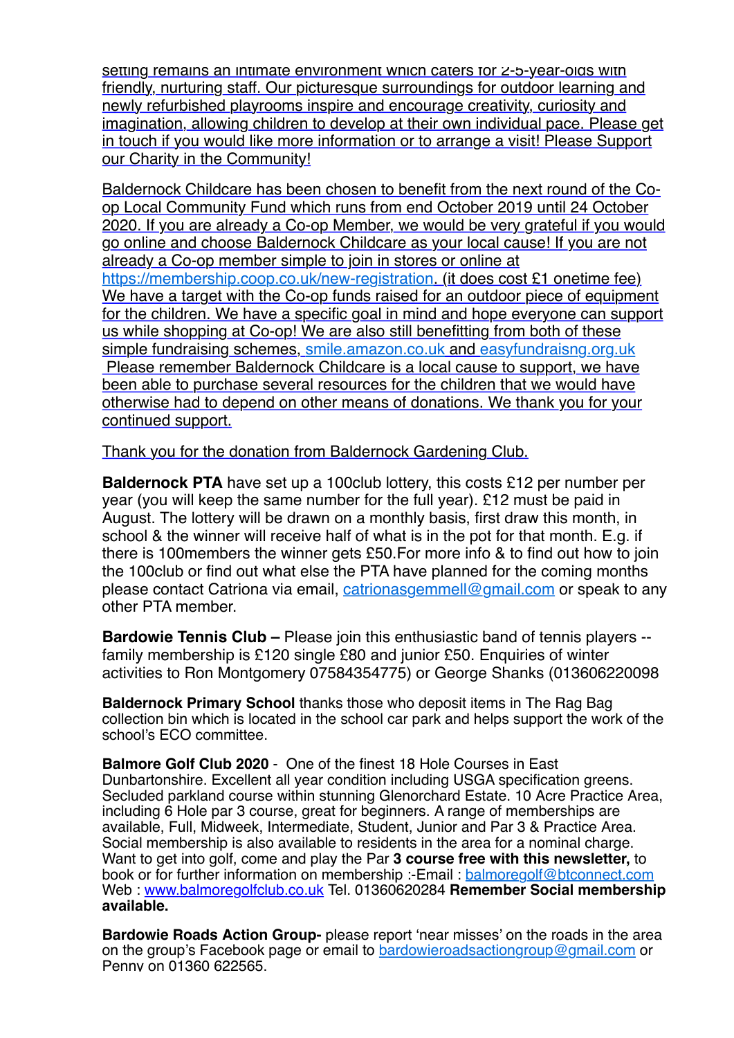setting remains an intimate environment which caters for 2-5-year-olds with friendly, nurturing staff. Our picturesque surroundings for outdoor learning and newly refurbished playrooms inspire and encourage creativity, curiosity and imagination, allowing children to develop at their own individual pace. Please get in touch if you would like more information or to arrange a visit! Please Support our Charity in the Community!

Baldernock Childcare has been chosen to benefit from the next round of the Co-op Local Community Fund which runs from end October 2019 until 24 October 2020. If you are already a Co-op Member, we would be very grateful if you would go online and choose Baldernock Childcare as your local cause! If you are not already a Co-op member simple to join in stores or online at https://membership.coop.co.uk/new-registration. (it does cost £1 onetime fee) We have a target with the Co-op funds raised for an outdoor piece of equipment for the children. We have a specific goal in mind and hope everyone can support us while shopping at Co-op! We are also still benefitting from both of these simple fundraising schemes, smile.amazon.co.uk and easyfundraisng.org.uk Please remember Baldernock Childcare is a local cause to support, we have been able to purchase several resources for the children that we would have otherwise had to depend on other means of donations. We thank you for your continued support.

Thank you for the donation from Baldernock Gardening Club.

**Baldernock PTA** have set up a 100club lottery, this costs £12 per number per year (you will keep the same number for the full year). £12 must be paid in August. The lottery will be drawn on a monthly basis, first draw this month, in school & the winner will receive half of what is in the pot for that month. E.g. if there is 100members the winner gets £50.For more info & to find out how to join the 100club or find out what else the PTA have planned for the coming months please contact Catriona via email, catrionasgemmell@gmail.com or speak to any other PTA member.

**Bardowie Tennis Club –** Please join this enthusiastic band of tennis players -- family membership is £120 single £80 and junior £50. Enquiries of winter activities to Ron Montgomery 07584354775) or George Shanks (013606220098

**Baldernock Primary School** thanks those who deposit items in The Rag Bag collection bin which is located in the school car park and helps support the work of the school's ECO committee.

**Balmore Golf Club 2020** - One of the finest 18 Hole Courses in East Dunbartonshire. Excellent all year condition including USGA specification greens. Secluded parkland course within stunning Glenorchard Estate. 10 Acre Practice Area, including 6 Hole par 3 course, great for beginners. A range of memberships are available, Full, Midweek, Intermediate, Student, Junior and Par 3 & Practice Area. Social membership is also available to residents in the area for a nominal charge. Want to get into golf, come and play the Par **3 course free with this newsletter,** to book or for further information on membership :-Email : balmoregolf@btconnect.com Web : www.balmoregolfclub.co.uk Tel. 01360620284 **Remember Social membership available.**

**Bardowie Roads Action Group-** please report 'near misses' on the roads in the area on the group's Facebook page or email to bardowieroadsactiongroup@gmail.com or Penny on 01360 622565.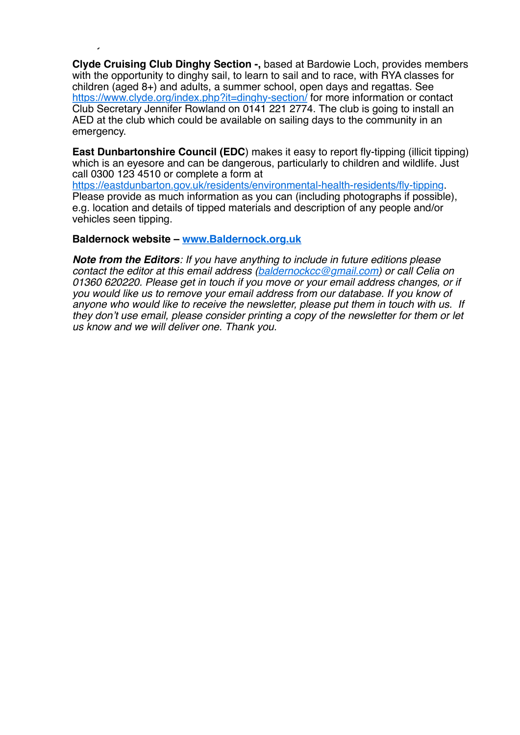**Clyde Cruising Club Dinghy Section -,** based at Bardowie Loch, provides members with the opportunity to dinghy sail, to learn to sail and to race, with RYA classes for children (aged 8+) and adults, a summer school, open days and regattas. See https://www.clyde.org/index.php?it=dinghy-section/ for more information or contact Club Secretary Jennifer Rowland on 0141 221 2774. The club is going to install an AED at the club which could be available on sailing days to the community in an emergency.

**East Dunbartonshire Council (EDC**) makes it easy to report fly-tipping (illicit tipping) which is an eyesore and can be dangerous, particularly to children and wildlife. Just call 0300 123 4510 or complete a form at https://eastdunbarton.gov.uk/residents/environmental-health-residents/fly-tipping. Please provide as much information as you can (including photographs if possible), e.g. location and details of tipped materials and description of any people and/or vehicles seen tipping.

**Baldernock website – www.Baldernock.org.uk**

***Note from the Editors****: If you have anything to include in future editions please contact the editor at this email address (baldernockcc@gmail.com) or call Celia on 01360 620220. Please get in touch if you move or your email address changes, or if you would like us to remove your email address from our database. If you know of anyone who would like to receive the newsletter, please put them in touch with us. If they don't use email, please consider printing a copy of the newsletter for them or let us know and we will deliver one. Thank you.*